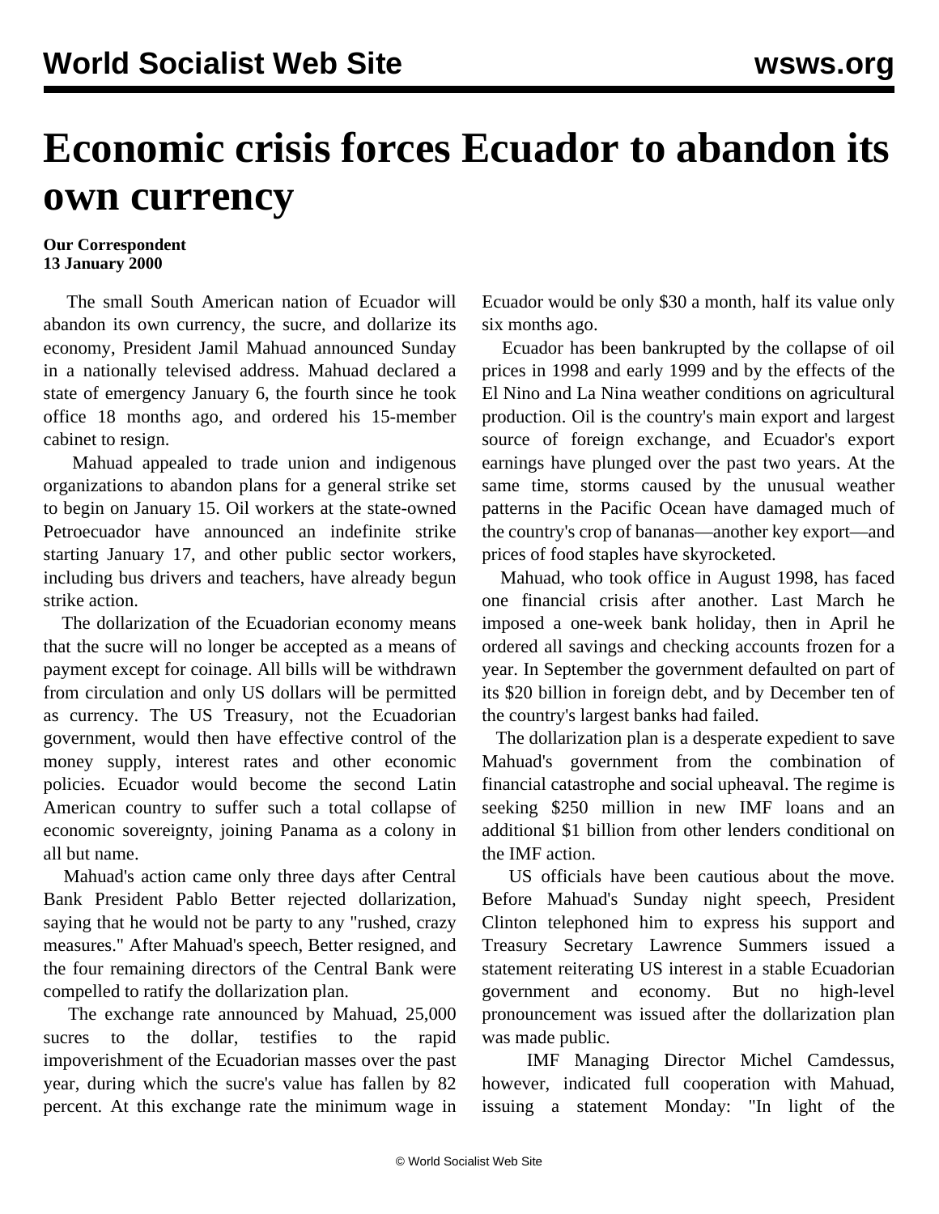# Economic crisis forces Ecuador to abandon its own currency

**Our Correspondent**
**13 January 2000**

The small South American nation of Ecuador will abandon its own currency, the sucre, and dollarize its economy, President Jamil Mahuad announced Sunday in a nationally televised address. Mahuad declared a state of emergency January 6, the fourth since he took office 18 months ago, and ordered his 15-member cabinet to resign.

Mahuad appealed to trade union and indigenous organizations to abandon plans for a general strike set to begin on January 15. Oil workers at the state-owned Petroecuador have announced an indefinite strike starting January 17, and other public sector workers, including bus drivers and teachers, have already begun strike action.

The dollarization of the Ecuadorian economy means that the sucre will no longer be accepted as a means of payment except for coinage. All bills will be withdrawn from circulation and only US dollars will be permitted as currency. The US Treasury, not the Ecuadorian government, would then have effective control of the money supply, interest rates and other economic policies. Ecuador would become the second Latin American country to suffer such a total collapse of economic sovereignty, joining Panama as a colony in all but name.

Mahuad's action came only three days after Central Bank President Pablo Better rejected dollarization, saying that he would not be party to any "rushed, crazy measures." After Mahuad's speech, Better resigned, and the four remaining directors of the Central Bank were compelled to ratify the dollarization plan.

The exchange rate announced by Mahuad, 25,000 sucres to the dollar, testifies to the rapid impoverishment of the Ecuadorian masses over the past year, during which the sucre's value has fallen by 82 percent. At this exchange rate the minimum wage in Ecuador would be only $30 a month, half its value only six months ago.

Ecuador has been bankrupted by the collapse of oil prices in 1998 and early 1999 and by the effects of the El Nino and La Nina weather conditions on agricultural production. Oil is the country's main export and largest source of foreign exchange, and Ecuador's export earnings have plunged over the past two years. At the same time, storms caused by the unusual weather patterns in the Pacific Ocean have damaged much of the country's crop of bananas—another key export—and prices of food staples have skyrocketed.

Mahuad, who took office in August 1998, has faced one financial crisis after another. Last March he imposed a one-week bank holiday, then in April he ordered all savings and checking accounts frozen for a year. In September the government defaulted on part of its $20 billion in foreign debt, and by December ten of the country's largest banks had failed.

The dollarization plan is a desperate expedient to save Mahuad's government from the combination of financial catastrophe and social upheaval. The regime is seeking $250 million in new IMF loans and an additional $1 billion from other lenders conditional on the IMF action.

US officials have been cautious about the move. Before Mahuad's Sunday night speech, President Clinton telephoned him to express his support and Treasury Secretary Lawrence Summers issued a statement reiterating US interest in a stable Ecuadorian government and economy. But no high-level pronouncement was issued after the dollarization plan was made public.

IMF Managing Director Michel Camdessus, however, indicated full cooperation with Mahuad, issuing a statement Monday: "In light of the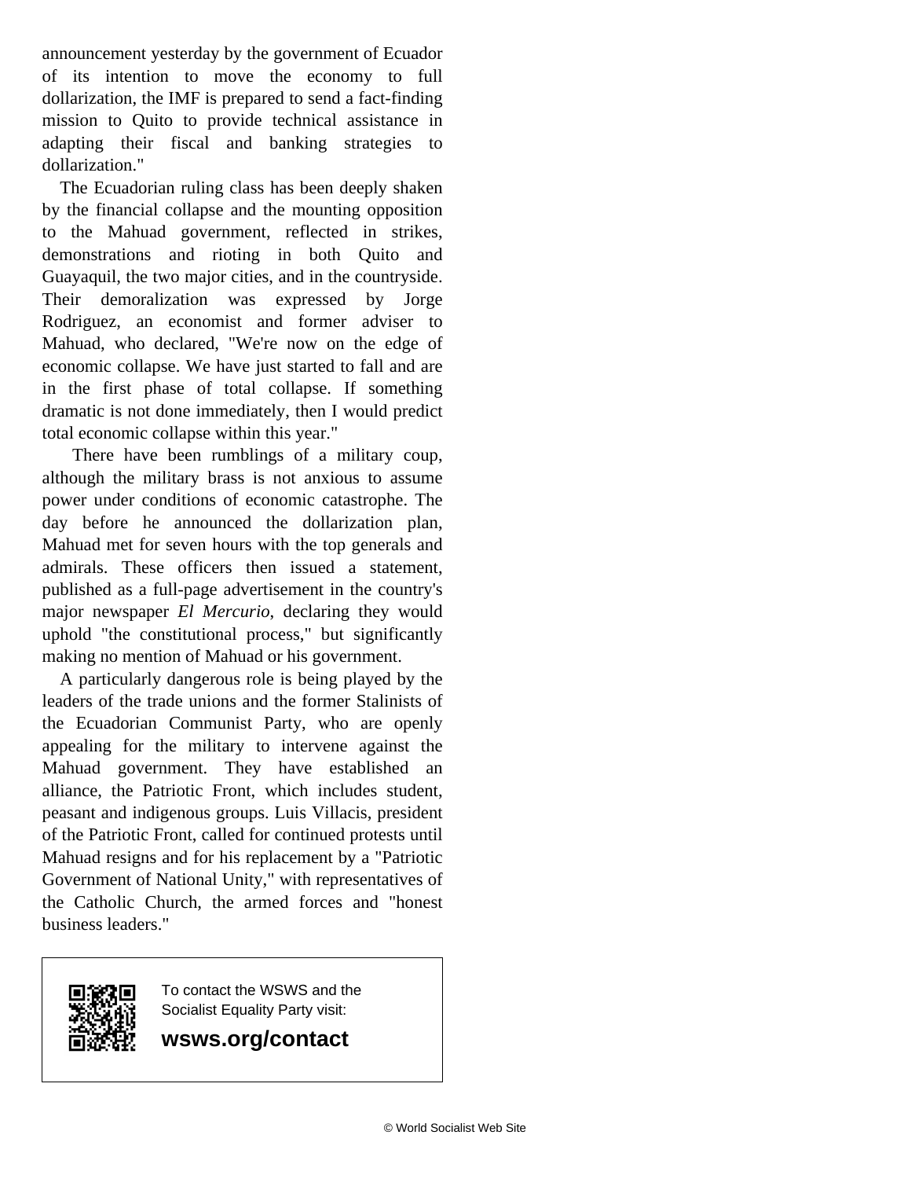announcement yesterday by the government of Ecuador of its intention to move the economy to full dollarization, the IMF is prepared to send a fact-finding mission to Quito to provide technical assistance in adapting their fiscal and banking strategies to dollarization."

The Ecuadorian ruling class has been deeply shaken by the financial collapse and the mounting opposition to the Mahuad government, reflected in strikes, demonstrations and rioting in both Quito and Guayaquil, the two major cities, and in the countryside. Their demoralization was expressed by Jorge Rodriguez, an economist and former adviser to Mahuad, who declared, "We're now on the edge of economic collapse. We have just started to fall and are in the first phase of total collapse. If something dramatic is not done immediately, then I would predict total economic collapse within this year."

There have been rumblings of a military coup, although the military brass is not anxious to assume power under conditions of economic catastrophe. The day before he announced the dollarization plan, Mahuad met for seven hours with the top generals and admirals. These officers then issued a statement, published as a full-page advertisement in the country's major newspaper *El Mercurio*, declaring they would uphold "the constitutional process," but significantly making no mention of Mahuad or his government.

A particularly dangerous role is being played by the leaders of the trade unions and the former Stalinists of the Ecuadorian Communist Party, who are openly appealing for the military to intervene against the Mahuad government. They have established an alliance, the Patriotic Front, which includes student, peasant and indigenous groups. Luis Villacis, president of the Patriotic Front, called for continued protests until Mahuad resigns and for his replacement by a "Patriotic Government of National Unity," with representatives of the Catholic Church, the armed forces and "honest business leaders."

To contact the WSWS and the Socialist Equality Party visit:

**wsws.org/contact**